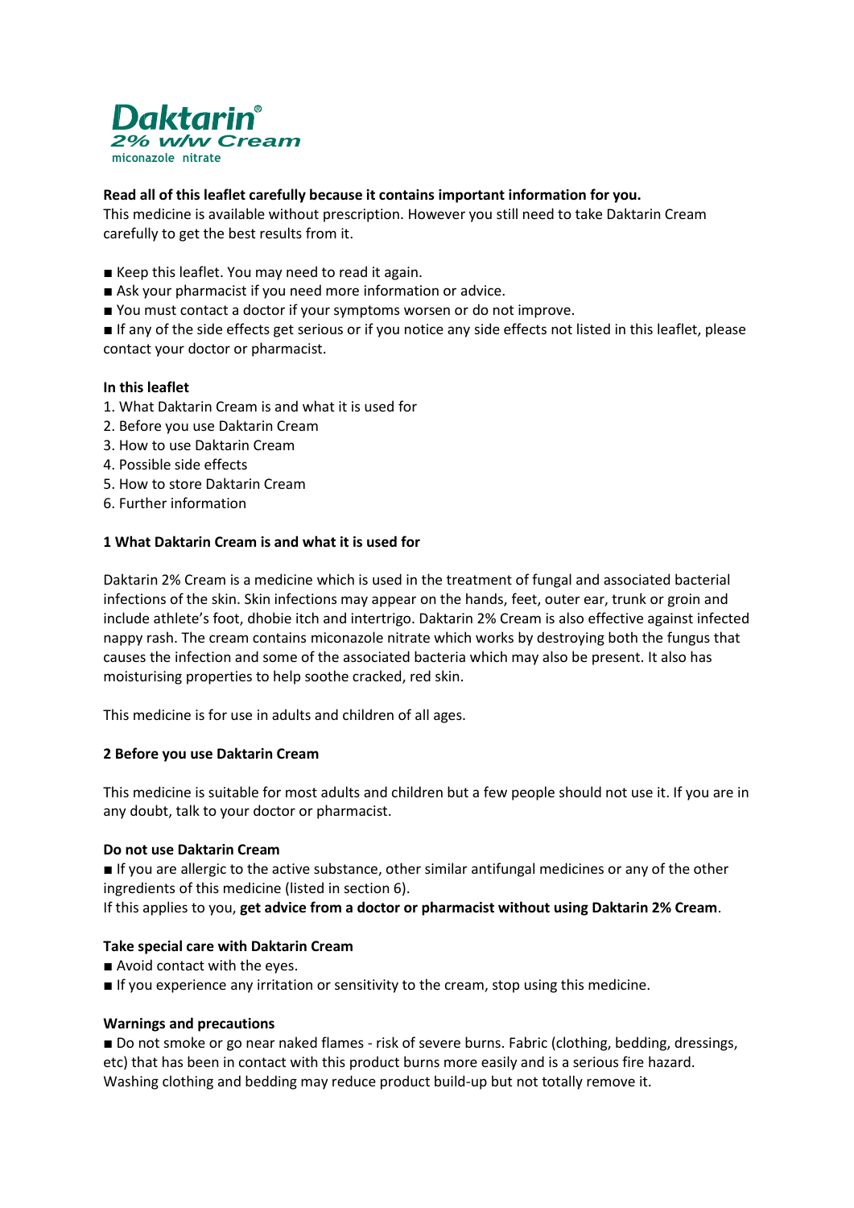# Daktarin®
## 2% w/w Cream
miconazole nitrate

**Read all of this leaflet carefully because it contains important information for you.**
This medicine is available without prescription. However you still need to take Daktarin Cream carefully to get the best results from it.

■ Keep this leaflet. You may need to read it again.
■ Ask your pharmacist if you need more information or advice.
■ You must contact a doctor if your symptoms worsen or do not improve.
■ If any of the side effects get serious or if you notice any side effects not listed in this leaflet, please contact your doctor or pharmacist.

**In this leaflet**
1. What Daktarin Cream is and what it is used for
2. Before you use Daktarin Cream
3. How to use Daktarin Cream
4. Possible side effects
5. How to store Daktarin Cream
6. Further information

### 1 What Daktarin Cream is and what it is used for

Daktarin 2% Cream is a medicine which is used in the treatment of fungal and associated bacterial infections of the skin. Skin infections may appear on the hands, feet, outer ear, trunk or groin and include athlete's foot, dhobie itch and intertrigo. Daktarin 2% Cream is also effective against infected nappy rash. The cream contains miconazole nitrate which works by destroying both the fungus that causes the infection and some of the associated bacteria which may also be present. It also has moisturising properties to help soothe cracked, red skin.

This medicine is for use in adults and children of all ages.

### 2 Before you use Daktarin Cream

This medicine is suitable for most adults and children but a few people should not use it. If you are in any doubt, talk to your doctor or pharmacist.

**Do not use Daktarin Cream**
■ If you are allergic to the active substance, other similar antifungal medicines or any of the other ingredients of this medicine (listed in section 6).
If this applies to you, **get advice from a doctor or pharmacist without using Daktarin 2% Cream**.

**Take special care with Daktarin Cream**
■ Avoid contact with the eyes.
■ If you experience any irritation or sensitivity to the cream, stop using this medicine.

**Warnings and precautions**
■ Do not smoke or go near naked flames - risk of severe burns. Fabric (clothing, bedding, dressings, etc) that has been in contact with this product burns more easily and is a serious fire hazard. Washing clothing and bedding may reduce product build-up but not totally remove it.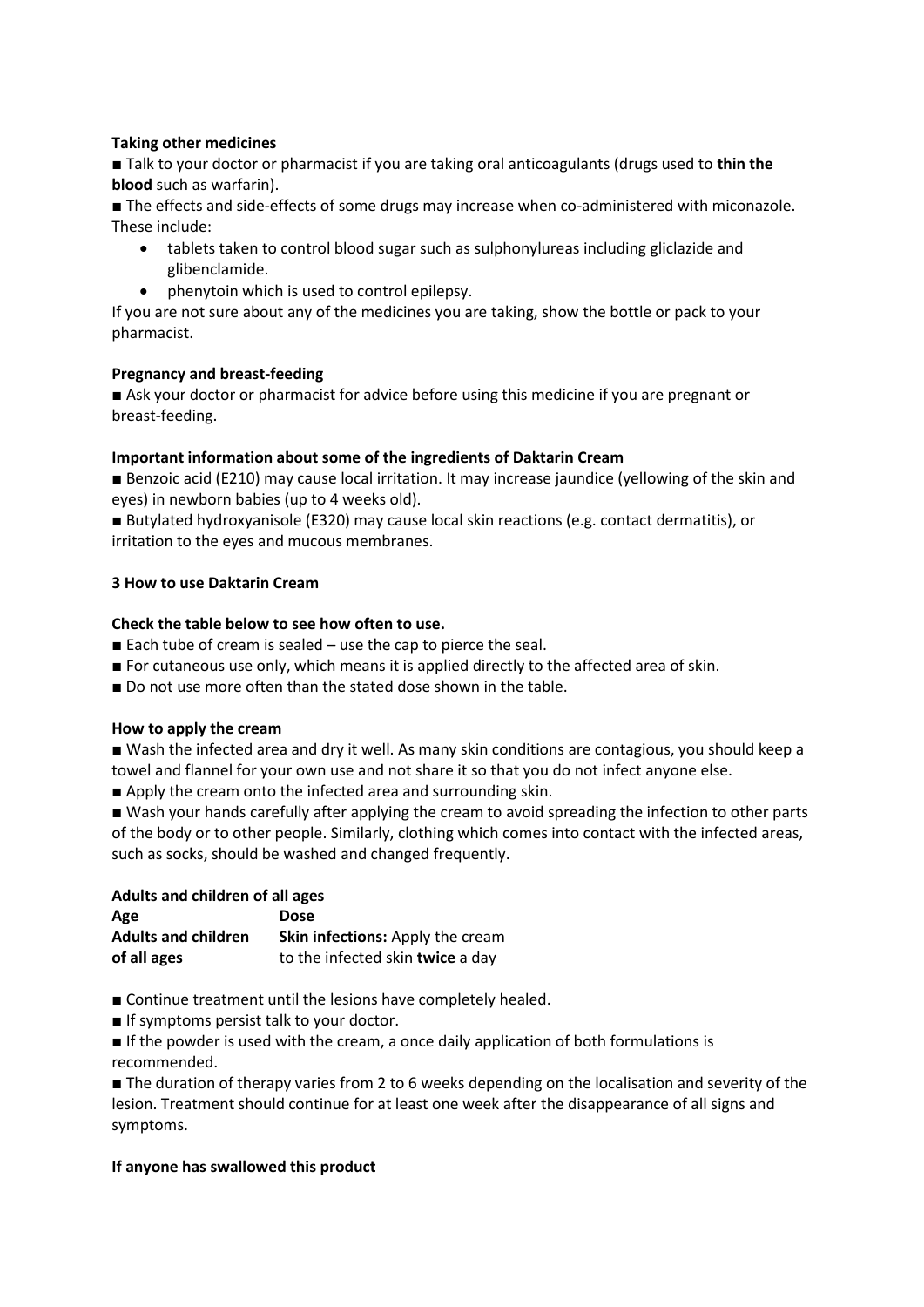**Taking other medicines**

■ Talk to your doctor or pharmacist if you are taking oral anticoagulants (drugs used to **thin the blood** such as warfarin).

■ The effects and side-effects of some drugs may increase when co-administered with miconazole. These include:

- tablets taken to control blood sugar such as sulphonylureas including gliclazide and glibenclamide.
- phenytoin which is used to control epilepsy.

If you are not sure about any of the medicines you are taking, show the bottle or pack to your pharmacist.

**Pregnancy and breast-feeding**

■ Ask your doctor or pharmacist for advice before using this medicine if you are pregnant or breast-feeding.

**Important information about some of the ingredients of Daktarin Cream**

■ Benzoic acid (E210) may cause local irritation. It may increase jaundice (yellowing of the skin and eyes) in newborn babies (up to 4 weeks old).

■ Butylated hydroxyanisole (E320) may cause local skin reactions (e.g. contact dermatitis), or irritation to the eyes and mucous membranes.

**3 How to use Daktarin Cream**

**Check the table below to see how often to use.**

■ Each tube of cream is sealed – use the cap to pierce the seal.

■ For cutaneous use only, which means it is applied directly to the affected area of skin.

■ Do not use more often than the stated dose shown in the table.

**How to apply the cream**

■ Wash the infected area and dry it well. As many skin conditions are contagious, you should keep a towel and flannel for your own use and not share it so that you do not infect anyone else.

■ Apply the cream onto the infected area and surrounding skin.

■ Wash your hands carefully after applying the cream to avoid spreading the infection to other parts of the body or to other people. Similarly, clothing which comes into contact with the infected areas, such as socks, should be washed and changed frequently.

**Adults and children of all ages**

| Age | Dose |
|---|---|
| **Adults and children of all ages** | **Skin infections:** Apply the cream to the infected skin **twice** a day |

■ Continue treatment until the lesions have completely healed.

■ If symptoms persist talk to your doctor.

■ If the powder is used with the cream, a once daily application of both formulations is recommended.

■ The duration of therapy varies from 2 to 6 weeks depending on the localisation and severity of the lesion. Treatment should continue for at least one week after the disappearance of all signs and symptoms.

**If anyone has swallowed this product**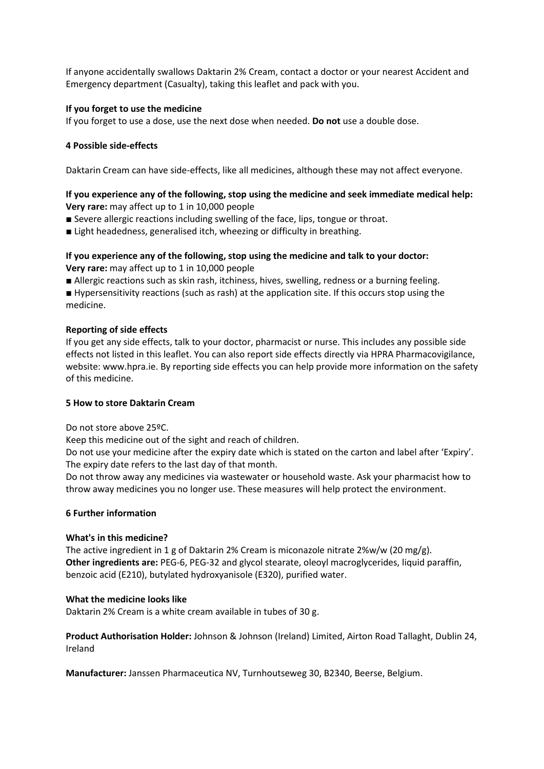If anyone accidentally swallows Daktarin 2% Cream, contact a doctor or your nearest Accident and Emergency department (Casualty), taking this leaflet and pack with you.

**If you forget to use the medicine**

If you forget to use a dose, use the next dose when needed. **Do not** use a double dose.

## 4 Possible side-effects

Daktarin Cream can have side-effects, like all medicines, although these may not affect everyone.

**If you experience any of the following, stop using the medicine and seek immediate medical help:**
**Very rare:** may affect up to 1 in 10,000 people

- Severe allergic reactions including swelling of the face, lips, tongue or throat.
- Light headedness, generalised itch, wheezing or difficulty in breathing.

**If you experience any of the following, stop using the medicine and talk to your doctor:**
**Very rare:** may affect up to 1 in 10,000 people

- Allergic reactions such as skin rash, itchiness, hives, swelling, redness or a burning feeling.
- Hypersensitivity reactions (such as rash) at the application site. If this occurs stop using the medicine.

**Reporting of side effects**

If you get any side effects, talk to your doctor, pharmacist or nurse. This includes any possible side effects not listed in this leaflet. You can also report side effects directly via HPRA Pharmacovigilance, website: www.hpra.ie. By reporting side effects you can help provide more information on the safety of this medicine.

## 5 How to store Daktarin Cream

Do not store above 25ºC.

Keep this medicine out of the sight and reach of children.

Do not use your medicine after the expiry date which is stated on the carton and label after 'Expiry'. The expiry date refers to the last day of that month.

Do not throw away any medicines via wastewater or household waste. Ask your pharmacist how to throw away medicines you no longer use. These measures will help protect the environment.

## 6 Further information

**What's in this medicine?**

The active ingredient in 1 g of Daktarin 2% Cream is miconazole nitrate 2%w/w (20 mg/g).
**Other ingredients are:** PEG-6, PEG-32 and glycol stearate, oleoyl macroglycerides, liquid paraffin, benzoic acid (E210), butylated hydroxyanisole (E320), purified water.

**What the medicine looks like**

Daktarin 2% Cream is a white cream available in tubes of 30 g.

**Product Authorisation Holder:** Johnson & Johnson (Ireland) Limited, Airton Road Tallaght, Dublin 24, Ireland

**Manufacturer:** Janssen Pharmaceutica NV, Turnhoutseweg 30, B2340, Beerse, Belgium.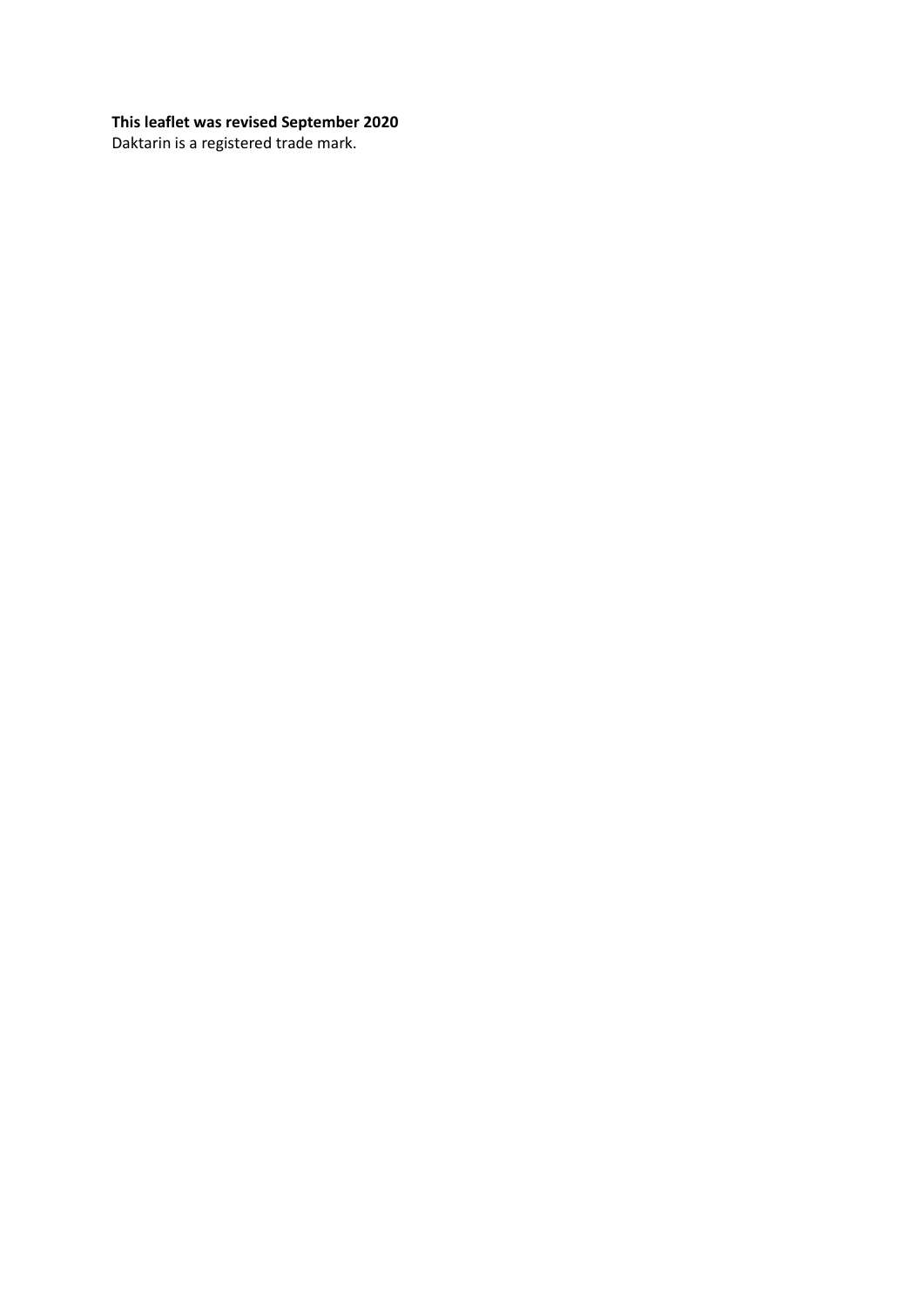**This leaflet was revised September 2020**
Daktarin is a registered trade mark.